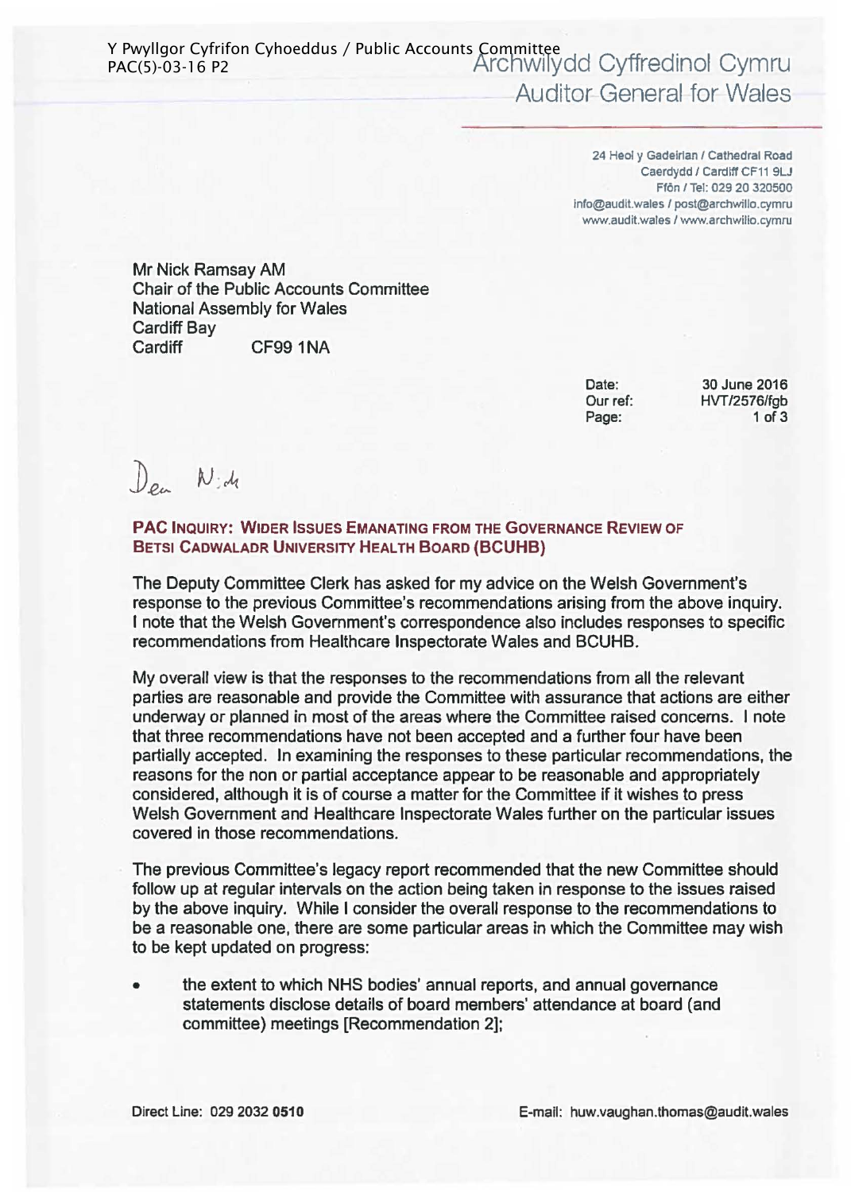Y Pwyllgor Cyfrifon Cyhoeddus / Public Accounts Committee
PAC(5)-03-16 P2

Archwilydd Cyffredinol Cymru
Auditor General for Wales

24 Heol y Gadeirlan / Cathedral Road
Caerdydd / Cardiff CF11 9LJ
Ffôn / Tel: 029 20 320500
info@audit.wales / post@archwilio.cymru
www.audit.wales / www.archwilio.cymru

Mr Nick Ramsay AM
Chair of the Public Accounts Committee
National Assembly for Wales
Cardiff Bay
Cardiff CF99 1NA

Date: 30 June 2016
Our ref: HVT/2576/fgb

Dear Nick

**PAC INQUIRY: WIDER ISSUES EMANATING FROM THE GOVERNANCE REVIEW OF BETSI CADWALADR UNIVERSITY HEALTH BOARD (BCUHB)**

The Deputy Committee Clerk has asked for my advice on the Welsh Government's response to the previous Committee's recommendations arising from the above inquiry. I note that the Welsh Government's correspondence also includes responses to specific recommendations from Healthcare Inspectorate Wales and BCUHB.

My overall view is that the responses to the recommendations from all the relevant parties are reasonable and provide the Committee with assurance that actions are either underway or planned in most of the areas where the Committee raised concerns. I note that three recommendations have not been accepted and a further four have been partially accepted. In examining the responses to these particular recommendations, the reasons for the non or partial acceptance appear to be reasonable and appropriately considered, although it is of course a matter for the Committee if it wishes to press Welsh Government and Healthcare Inspectorate Wales further on the particular issues covered in those recommendations.

The previous Committee's legacy report recommended that the new Committee should follow up at regular intervals on the action being taken in response to the issues raised by the above inquiry. While I consider the overall response to the recommendations to be a reasonable one, there are some particular areas in which the Committee may wish to be kept updated on progress:

- the extent to which NHS bodies' annual reports, and annual governance statements disclose details of board members' attendance at board (and committee) meetings [Recommendation 2];

Direct Line: 029 2032 0510 E-mail: huw.vaughan.thomas@audit.wales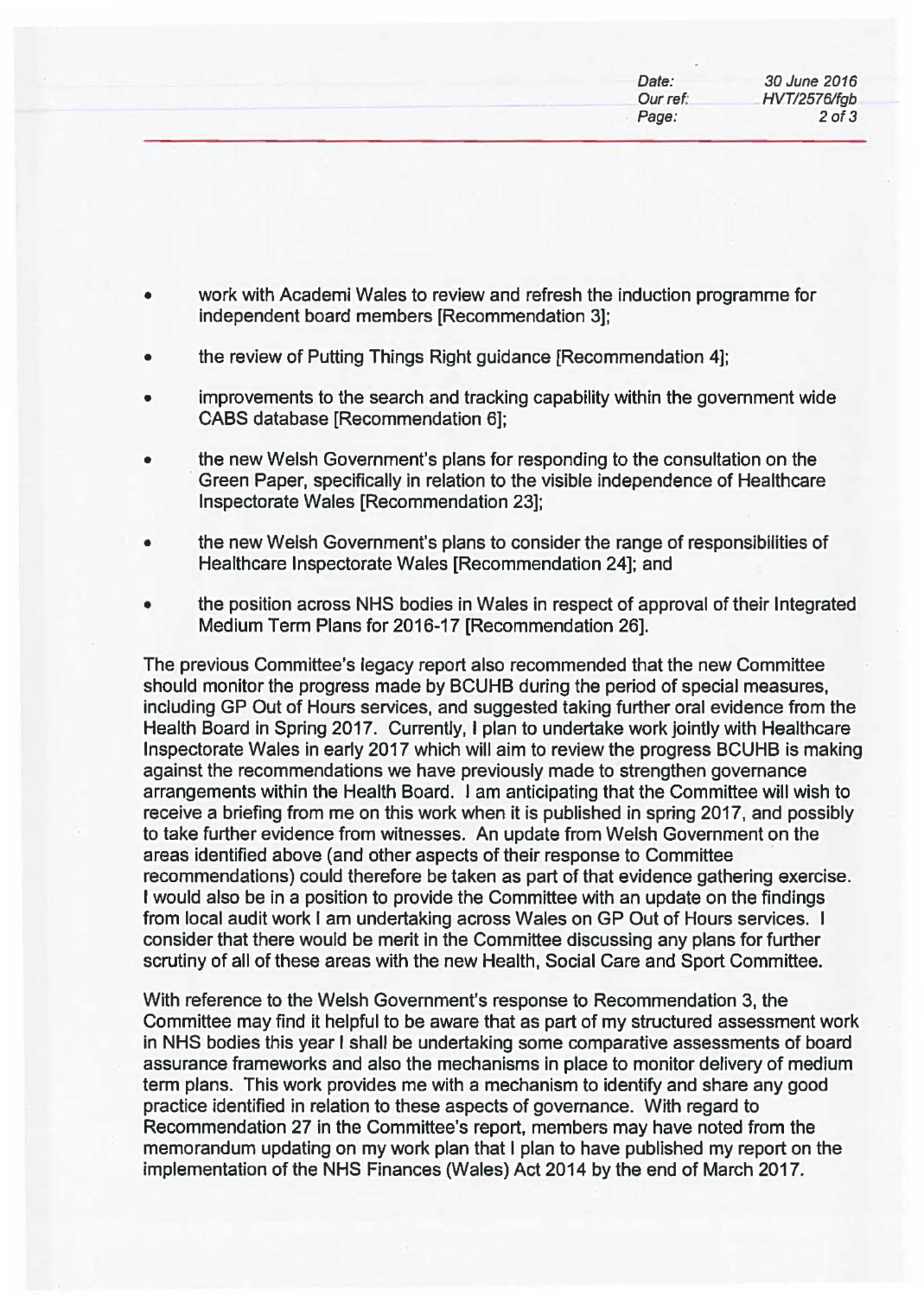- work with Academi Wales to review and refresh the induction programme for independent board members [Recommendation 3];
- the review of Putting Things Right guidance [Recommendation 4];
- improvements to the search and tracking capability within the government wide CABS database [Recommendation 6];
- the new Welsh Government's plans for responding to the consultation on the Green Paper, specifically in relation to the visible independence of Healthcare Inspectorate Wales [Recommendation 23];
- the new Welsh Government's plans to consider the range of responsibilities of Healthcare Inspectorate Wales [Recommendation 24]; and
- the position across NHS bodies in Wales in respect of approval of their Integrated Medium Term Plans for 2016-17 [Recommendation 26].

The previous Committee's legacy report also recommended that the new Committee should monitor the progress made by BCUHB during the period of special measures, including GP Out of Hours services, and suggested taking further oral evidence from the Health Board in Spring 2017. Currently, I plan to undertake work jointly with Healthcare Inspectorate Wales in early 2017 which will aim to review the progress BCUHB is making against the recommendations we have previously made to strengthen governance arrangements within the Health Board. I am anticipating that the Committee will wish to receive a briefing from me on this work when it is published in spring 2017, and possibly to take further evidence from witnesses. An update from Welsh Government on the areas identified above (and other aspects of their response to Committee recommendations) could therefore be taken as part of that evidence gathering exercise. I would also be in a position to provide the Committee with an update on the findings from local audit work I am undertaking across Wales on GP Out of Hours services. I consider that there would be merit in the Committee discussing any plans for further scrutiny of all of these areas with the new Health, Social Care and Sport Committee.

With reference to the Welsh Government's response to Recommendation 3, the Committee may find it helpful to be aware that as part of my structured assessment work in NHS bodies this year I shall be undertaking some comparative assessments of board assurance frameworks and also the mechanisms in place to monitor delivery of medium term plans. This work provides me with a mechanism to identify and share any good practice identified in relation to these aspects of governance. With regard to Recommendation 27 in the Committee's report, members may have noted from the memorandum updating on my work plan that I plan to have published my report on the implementation of the NHS Finances (Wales) Act 2014 by the end of March 2017.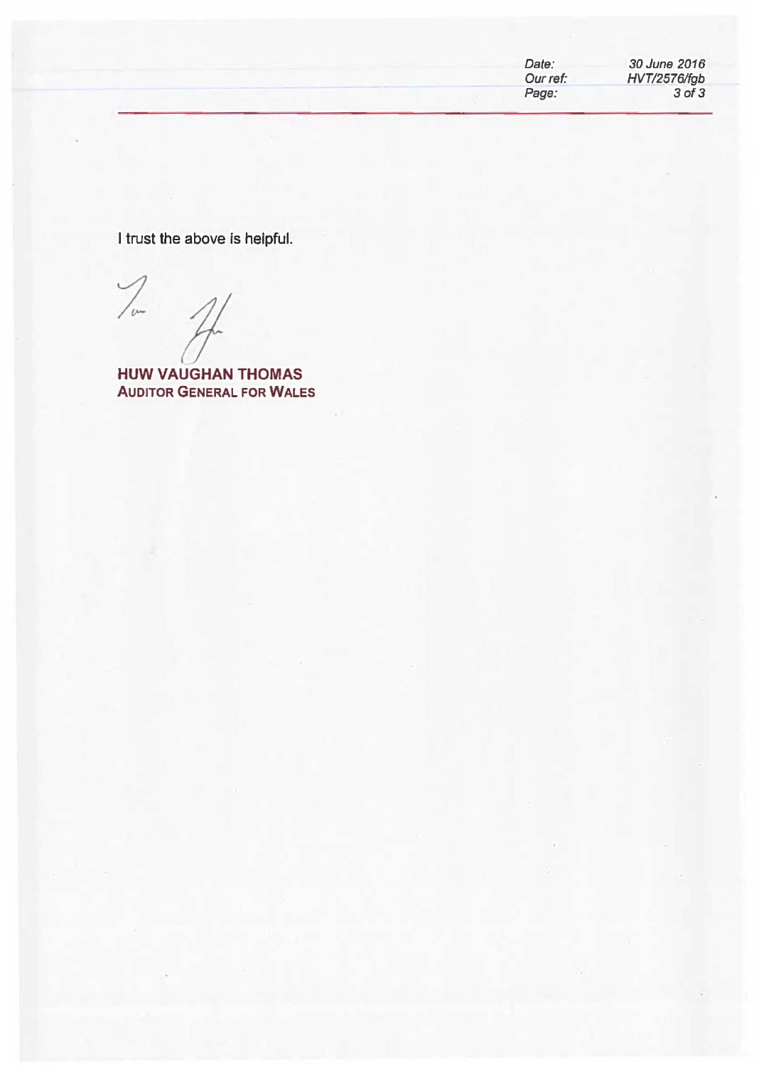I trust the above is helpful.

**HUW VAUGHAN THOMAS**
**AUDITOR GENERAL FOR WALES**